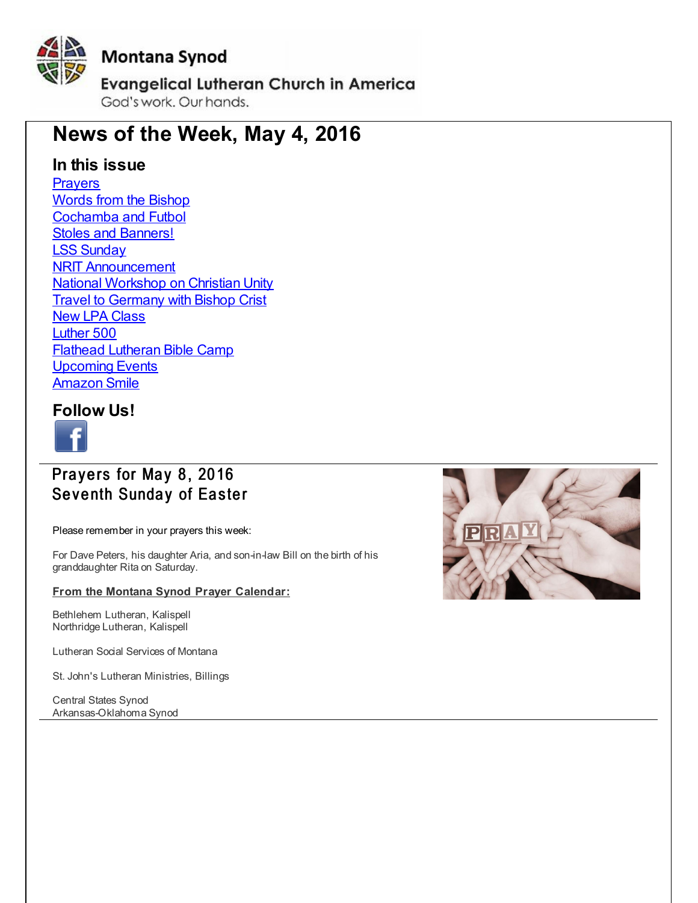Montana Synod

Evangelical Lutheran Church in America

God's work. Our hands.

# News of the Week, May 4, 2016

## In this issue

[Prayers](#)
[Words from the Bishop](#)
[Cochamba and Futbol](#)
[Stoles and Banners!](#)
[LSS Sunday](#)
[NRIT Announcement](#)
[National Workshop on Christian Unity](#)
[Travel to Germany with Bishop Crist](#)
[New LPA Class](#)
[Luther 500](#)
[Flathead Lutheran Bible Camp](#)
[Upcoming Events](#)
[Amazon Smile](#)

## Follow Us!

## Prayers for May 8, 2016
## Seventh Sunday of Easter

Please remember in your prayers this week:

For Dave Peters, his daughter Aria, and son-in-law Bill on the birth of his granddaughter Rita on Saturday.

**From the Montana Synod Prayer Calendar:**

Bethlehem Lutheran, Kalispell
Northridge Lutheran, Kalispell

Lutheran Social Services of Montana

St. John's Lutheran Ministries, Billings

Central States Synod
Arkansas-Oklahoma Synod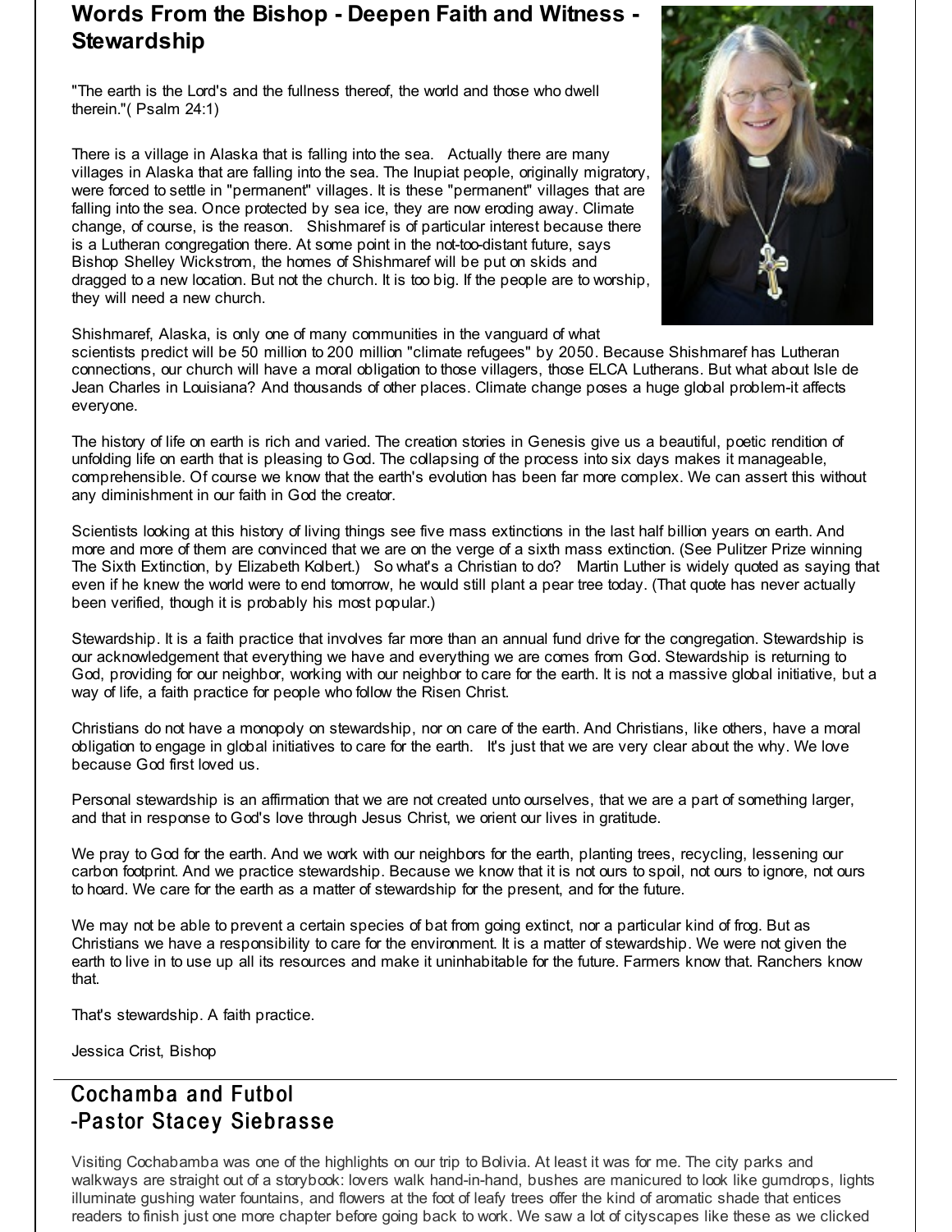## Words From the Bishop - Deepen Faith and Witness - Stewardship

"The earth is the Lord's and the fullness thereof, the world and those who dwell therein."( Psalm 24:1)

There is a village in Alaska that is falling into the sea. Actually there are many villages in Alaska that are falling into the sea. The Inupiat people, originally migratory, were forced to settle in "permanent" villages. It is these "permanent" villages that are falling into the sea. Once protected by sea ice, they are now eroding away. Climate change, of course, is the reason. Shishmaref is of particular interest because there is a Lutheran congregation there. At some point in the not-too-distant future, says Bishop Shelley Wickstrom, the homes of Shishmaref will be put on skids and dragged to a new location. But not the church. It is too big. If the people are to worship, they will need a new church.

Shishmaref, Alaska, is only one of many communities in the vanguard of what scientists predict will be 50 million to 200 million "climate refugees" by 2050. Because Shishmaref has Lutheran connections, our church will have a moral obligation to those villagers, those ELCA Lutherans. But what about Isle de Jean Charles in Louisiana? And thousands of other places. Climate change poses a huge global problem-it affects everyone.

The history of life on earth is rich and varied. The creation stories in Genesis give us a beautiful, poetic rendition of unfolding life on earth that is pleasing to God. The collapsing of the process into six days makes it manageable, comprehensible. Of course we know that the earth's evolution has been far more complex. We can assert this without any diminishment in our faith in God the creator.

Scientists looking at this history of living things see five mass extinctions in the last half billion years on earth. And more and more of them are convinced that we are on the verge of a sixth mass extinction. (See Pulitzer Prize winning The Sixth Extinction, by Elizabeth Kolbert.) So what's a Christian to do? Martin Luther is widely quoted as saying that even if he knew the world were to end tomorrow, he would still plant a pear tree today. (That quote has never actually been verified, though it is probably his most popular.)

Stewardship. It is a faith practice that involves far more than an annual fund drive for the congregation. Stewardship is our acknowledgement that everything we have and everything we are comes from God. Stewardship is returning to God, providing for our neighbor, working with our neighbor to care for the earth. It is not a massive global initiative, but a way of life, a faith practice for people who follow the Risen Christ.

Christians do not have a monopoly on stewardship, nor on care of the earth. And Christians, like others, have a moral obligation to engage in global initiatives to care for the earth. It's just that we are very clear about the why. We love because God first loved us.

Personal stewardship is an affirmation that we are not created unto ourselves, that we are a part of something larger, and that in response to God's love through Jesus Christ, we orient our lives in gratitude.

We pray to God for the earth. And we work with our neighbors for the earth, planting trees, recycling, lessening our carbon footprint. And we practice stewardship. Because we know that it is not ours to spoil, not ours to ignore, not ours to hoard. We care for the earth as a matter of stewardship for the present, and for the future.

We may not be able to prevent a certain species of bat from going extinct, nor a particular kind of frog. But as Christians we have a responsibility to care for the environment. It is a matter of stewardship. We were not given the earth to live in to use up all its resources and make it uninhabitable for the future. Farmers know that. Ranchers know that.

That's stewardship. A faith practice.

Jessica Crist, Bishop

## Cochamba and Futbol -Pastor Stacey Siebrasse

Visiting Cochabamba was one of the highlights on our trip to Bolivia. At least it was for me. The city parks and walkways are straight out of a storybook: lovers walk hand-in-hand, bushes are manicured to look like gumdrops, lights illuminate gushing water fountains, and flowers at the foot of leafy trees offer the kind of aromatic shade that entices readers to finish just one more chapter before going back to work. We saw a lot of cityscapes like these as we clicked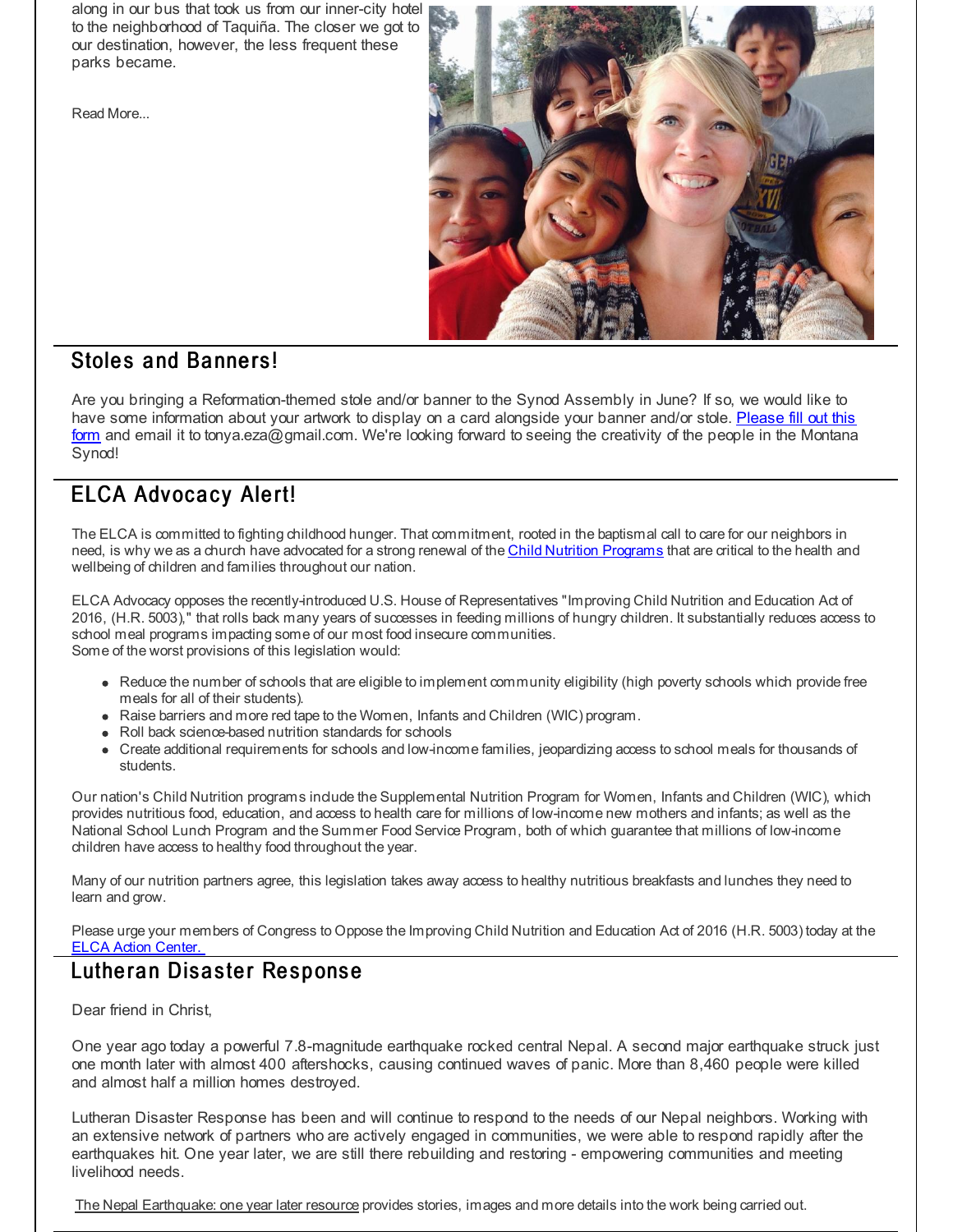along in our bus that took us from our inner-city hotel to the neighborhood of Taquiña. The closer we got to our destination, however, the less frequent these parks became.

Read More...

## Stoles and Banners!

Are you bringing a Reformation-themed stole and/or banner to the Synod Assembly in June? If so, we would like to have some information about your artwork to display on a card alongside your banner and/or stole. Please fill out this form and email it to tonya.eza@gmail.com. We're looking forward to seeing the creativity of the people in the Montana Synod!

## ELCA Advocacy Alert!

The ELCA is committed to fighting childhood hunger. That commitment, rooted in the baptismal call to care for our neighbors in need, is why we as a church have advocated for a strong renewal of the Child Nutrition Programs that are critical to the health and wellbeing of children and families throughout our nation.

ELCA Advocacy opposes the recently-introduced U.S. House of Representatives "Improving Child Nutrition and Education Act of 2016, (H.R. 5003)," that rolls back many years of successes in feeding millions of hungry children. It substantially reduces access to school meal programs impacting some of our most food insecure communities.
Some of the worst provisions of this legislation would:

- Reduce the number of schools that are eligible to implement community eligibility (high poverty schools which provide free meals for all of their students).
- Raise barriers and more red tape to the Women, Infants and Children (WIC) program.
- Roll back science-based nutrition standards for schools
- Create additional requirements for schools and low-income families, jeopardizing access to school meals for thousands of students.

Our nation's Child Nutrition programs include the Supplemental Nutrition Program for Women, Infants and Children (WIC), which provides nutritious food, education, and access to health care for millions of low-income new mothers and infants; as well as the National School Lunch Program and the Summer Food Service Program, both of which guarantee that millions of low-income children have access to healthy food throughout the year.

Many of our nutrition partners agree, this legislation takes away access to healthy nutritious breakfasts and lunches they need to learn and grow.

Please urge your members of Congress to Oppose the Improving Child Nutrition and Education Act of 2016 (H.R. 5003) today at the ELCA Action Center.

## Lutheran Disaster Response

Dear friend in Christ,

One year ago today a powerful 7.8-magnitude earthquake rocked central Nepal. A second major earthquake struck just one month later with almost 400 aftershocks, causing continued waves of panic. More than 8,460 people were killed and almost half a million homes destroyed.

Lutheran Disaster Response has been and will continue to respond to the needs of our Nepal neighbors. Working with an extensive network of partners who are actively engaged in communities, we were able to respond rapidly after the earthquakes hit. One year later, we are still there rebuilding and restoring - empowering communities and meeting livelihood needs.

The Nepal Earthquake: one year later resource provides stories, images and more details into the work being carried out.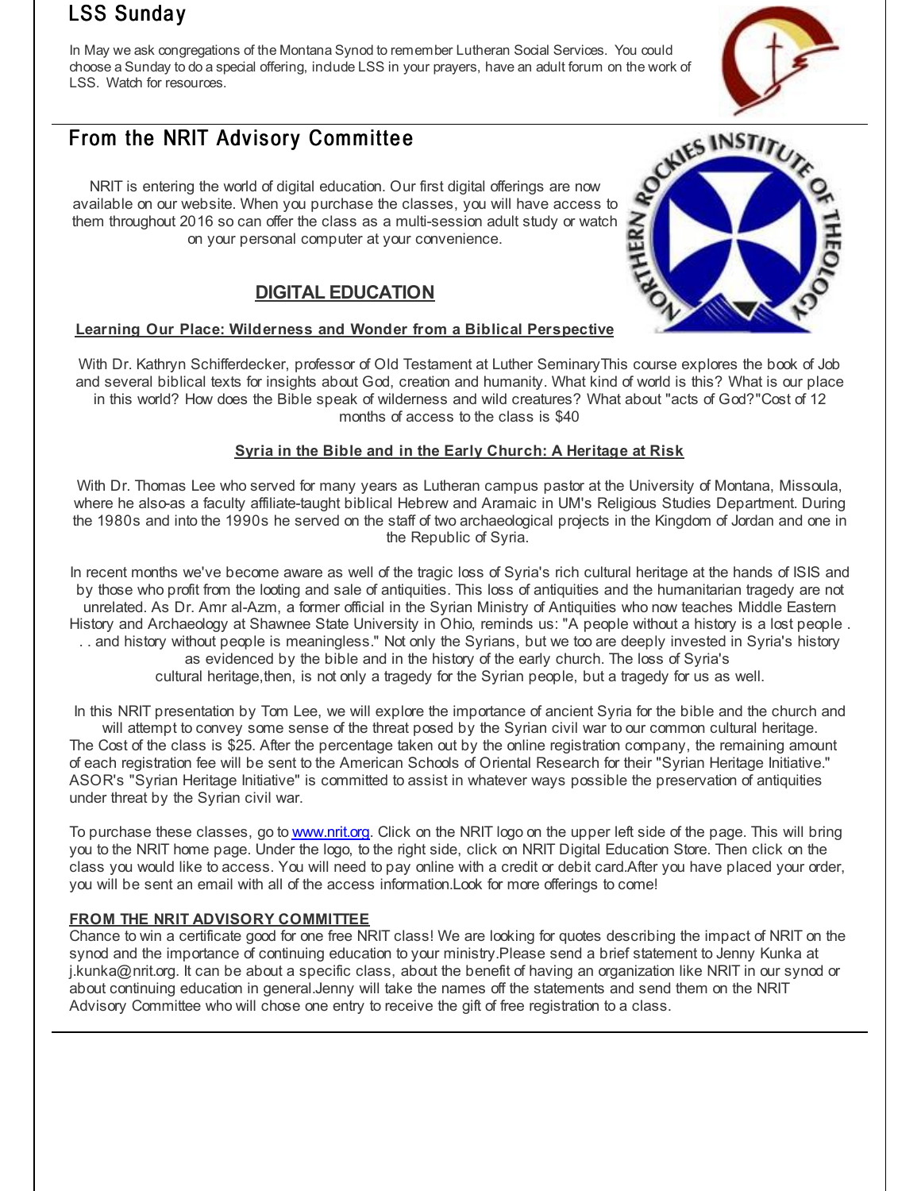## LSS Sunday

In May we ask congregations of the Montana Synod to remember Lutheran Social Services. You could choose a Sunday to do a special offering, include LSS in your prayers, have an adult forum on the work of LSS. Watch for resources.

## From the NRIT Advisory Committee

NRIT is entering the world of digital education. Our first digital offerings are now available on our website. When you purchase the classes, you will have access to them throughout 2016 so can offer the class as a multi-session adult study or watch on your personal computer at your convenience.

### DIGITAL EDUCATION

**Learning Our Place: Wilderness and Wonder from a Biblical Perspective**

With Dr. Kathryn Schifferdecker, professor of Old Testament at Luther SeminaryThis course explores the book of Job and several biblical texts for insights about God, creation and humanity. What kind of world is this? What is our place in this world? How does the Bible speak of wilderness and wild creatures? What about "acts of God?"Cost of 12 months of access to the class is $40

**Syria in the Bible and in the Early Church: A Heritage at Risk**

With Dr. Thomas Lee who served for many years as Lutheran campus pastor at the University of Montana, Missoula, where he also-as a faculty affiliate-taught biblical Hebrew and Aramaic in UM's Religious Studies Department. During the 1980s and into the 1990s he served on the staff of two archaeological projects in the Kingdom of Jordan and one in the Republic of Syria.

In recent months we've become aware as well of the tragic loss of Syria's rich cultural heritage at the hands of ISIS and by those who profit from the looting and sale of antiquities. This loss of antiquities and the humanitarian tragedy are not unrelated. As Dr. Amr al-Azm, a former official in the Syrian Ministry of Antiquities who now teaches Middle Eastern History and Archaeology at Shawnee State University in Ohio, reminds us: "A people without a history is a lost people . . . and history without people is meaningless." Not only the Syrians, but we too are deeply invested in Syria's history as evidenced by the bible and in the history of the early church. The loss of Syria's cultural heritage,then, is not only a tragedy for the Syrian people, but a tragedy for us as well.

In this NRIT presentation by Tom Lee, we will explore the importance of ancient Syria for the bible and the church and will attempt to convey some sense of the threat posed by the Syrian civil war to our common cultural heritage. The Cost of the class is $25. After the percentage taken out by the online registration company, the remaining amount of each registration fee will be sent to the American Schools of Oriental Research for their "Syrian Heritage Initiative." ASOR's "Syrian Heritage Initiative" is committed to assist in whatever ways possible the preservation of antiquities under threat by the Syrian civil war.

To purchase these classes, go to [www.nrit.org](http://www.nrit.org). Click on the NRIT logo on the upper left side of the page. This will bring you to the NRIT home page. Under the logo, to the right side, click on NRIT Digital Education Store. Then click on the class you would like to access. You will need to pay online with a credit or debit card.After you have placed your order, you will be sent an email with all of the access information.Look for more offerings to come!

**FROM THE NRIT ADVISORY COMMITTEE**

Chance to win a certificate good for one free NRIT class! We are looking for quotes describing the impact of NRIT on the synod and the importance of continuing education to your ministry.Please send a brief statement to Jenny Kunka at j.kunka@nrit.org. It can be about a specific class, about the benefit of having an organization like NRIT in our synod or about continuing education in general.Jenny will take the names off the statements and send them on the NRIT Advisory Committee who will chose one entry to receive the gift of free registration to a class.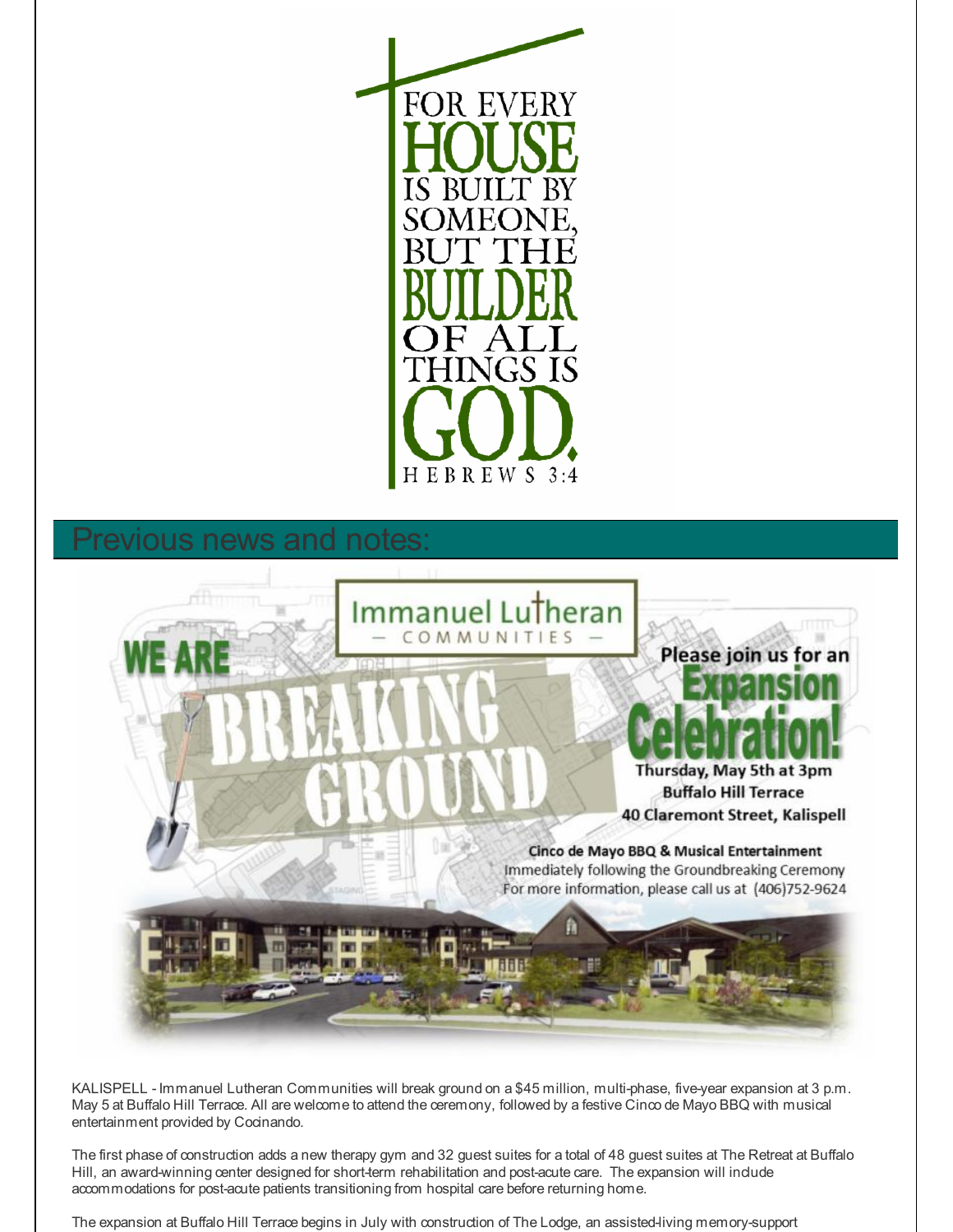FOR EVERY HOUSE IS BUILT BY SOMEONE, BUT THE BUILDER OF ALL THINGS IS GOD.

HEBREWS 3:4

## Previous news and notes:

Immanuel Lutheran — COMMUNITIES —

WE ARE BREAKING GROUND

Please join us for an **Expansion Celebration!**

**Thursday, May 5th at 3pm**
**Buffalo Hill Terrace**
**40 Claremont Street, Kalispell**

**Cinco de Mayo BBQ & Musical Entertainment**
Immediately following the Groundbreaking Ceremony
For more information, please call us at (406)752-9624

KALISPELL - Immanuel Lutheran Communities will break ground on a $45 million, multi-phase, five-year expansion at 3 p.m. May 5 at Buffalo Hill Terrace. All are welcome to attend the ceremony, followed by a festive Cinco de Mayo BBQ with musical entertainment provided by Cocinando.

The first phase of construction adds a new therapy gym and 32 guest suites for a total of 48 guest suites at The Retreat at Buffalo Hill, an award-winning center designed for short-term rehabilitation and post-acute care. The expansion will include accommodations for post-acute patients transitioning from hospital care before returning home.

The expansion at Buffalo Hill Terrace begins in July with construction of The Lodge, an assisted-living memory-support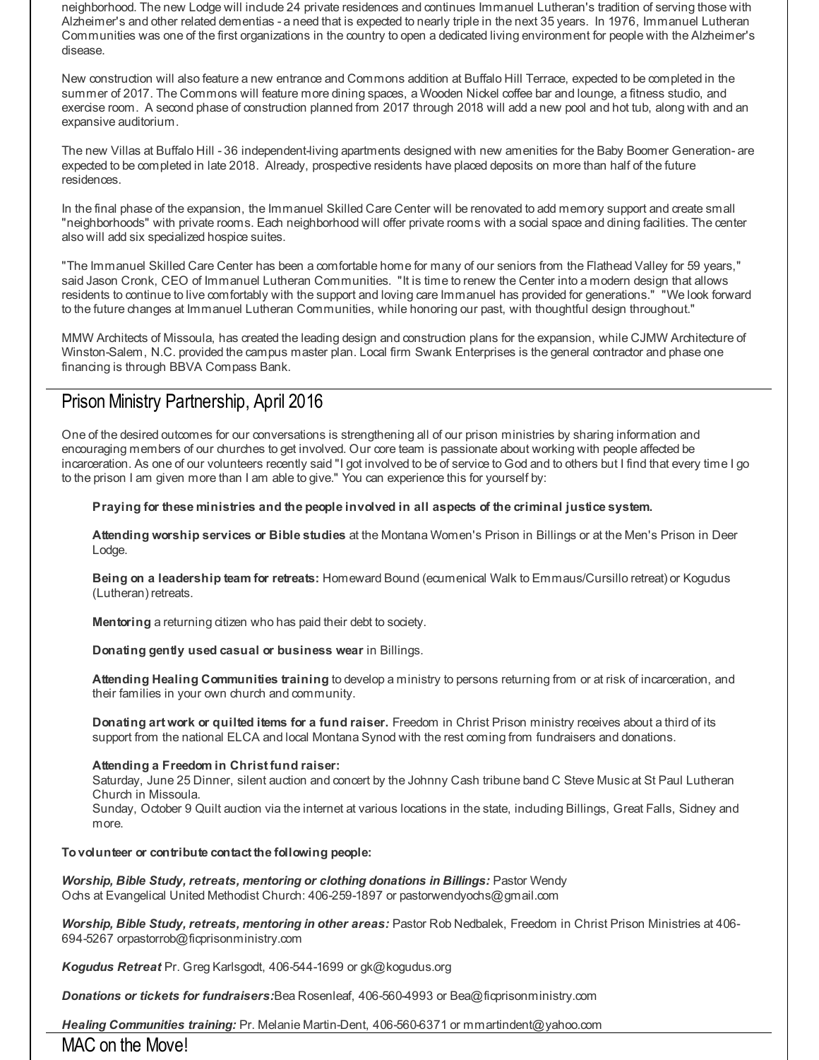neighborhood. The new Lodge will include 24 private residences and continues Immanuel Lutheran's tradition of serving those with Alzheimer's and other related dementias - a need that is expected to nearly triple in the next 35 years. In 1976, Immanuel Lutheran Communities was one of the first organizations in the country to open a dedicated living environment for people with the Alzheimer's disease.

New construction will also feature a new entrance and Commons addition at Buffalo Hill Terrace, expected to be completed in the summer of 2017. The Commons will feature more dining spaces, a Wooden Nickel coffee bar and lounge, a fitness studio, and exercise room. A second phase of construction planned from 2017 through 2018 will add a new pool and hot tub, along with and an expansive auditorium.

The new Villas at Buffalo Hill - 36 independent-living apartments designed with new amenities for the Baby Boomer Generation- are expected to be completed in late 2018. Already, prospective residents have placed deposits on more than half of the future residences.

In the final phase of the expansion, the Immanuel Skilled Care Center will be renovated to add memory support and create small "neighborhoods" with private rooms. Each neighborhood will offer private rooms with a social space and dining facilities. The center also will add six specialized hospice suites.

"The Immanuel Skilled Care Center has been a comfortable home for many of our seniors from the Flathead Valley for 59 years," said Jason Cronk, CEO of Immanuel Lutheran Communities. "It is time to renew the Center into a modern design that allows residents to continue to live comfortably with the support and loving care Immanuel has provided for generations." "We look forward to the future changes at Immanuel Lutheran Communities, while honoring our past, with thoughtful design throughout."

MMW Architects of Missoula, has created the leading design and construction plans for the expansion, while CJMW Architecture of Winston-Salem, N.C. provided the campus master plan. Local firm Swank Enterprises is the general contractor and phase one financing is through BBVA Compass Bank.

## Prison Ministry Partnership, April 2016

One of the desired outcomes for our conversations is strengthening all of our prison ministries by sharing information and encouraging members of our churches to get involved. Our core team is passionate about working with people affected be incarceration. As one of our volunteers recently said "I got involved to be of service to God and to others but I find that every time I go to the prison I am given more than I am able to give." You can experience this for yourself by:

**Praying for these ministries and the people involved in all aspects of the criminal justice system.**

**Attending worship services or Bible studies** at the Montana Women's Prison in Billings or at the Men's Prison in Deer Lodge.

**Being on a leadership team for retreats:** Homeward Bound (ecumenical Walk to Emmaus/Cursillo retreat) or Kogudus (Lutheran) retreats.

**Mentoring** a returning citizen who has paid their debt to society.

**Donating gently used casual or business wear** in Billings.

**Attending Healing Communities training** to develop a ministry to persons returning from or at risk of incarceration, and their families in your own church and community.

**Donating art work or quilted items for a fund raiser.** Freedom in Christ Prison ministry receives about a third of its support from the national ELCA and local Montana Synod with the rest coming from fundraisers and donations.

**Attending a Freedom in Christ fund raiser:**
Saturday, June 25 Dinner, silent auction and concert by the Johnny Cash tribune band C Steve Music at St Paul Lutheran Church in Missoula.
Sunday, October 9 Quilt auction via the internet at various locations in the state, including Billings, Great Falls, Sidney and more.

**To volunteer or contribute contact the following people:**

***Worship, Bible Study, retreats, mentoring or clothing donations in Billings:*** Pastor Wendy Ochs at Evangelical United Methodist Church: 406-259-1897 or pastorwendyochs@gmail.com

***Worship, Bible Study, retreats, mentoring in other areas:*** Pastor Rob Nedbalek, Freedom in Christ Prison Ministries at 406-694-5267 orpastorrob@ficprisonministry.com

***Kogudus Retreat*** Pr. Greg Karlsgodt, 406-544-1699 or gk@kogudus.org

***Donations or tickets for fundraisers:***Bea Rosenleaf, 406-560-4993 or Bea@ficprisonministry.com

***Healing Communities training:*** Pr. Melanie Martin-Dent, 406-560-6371 or mmartindent@yahoo.com

## MAC on the Move!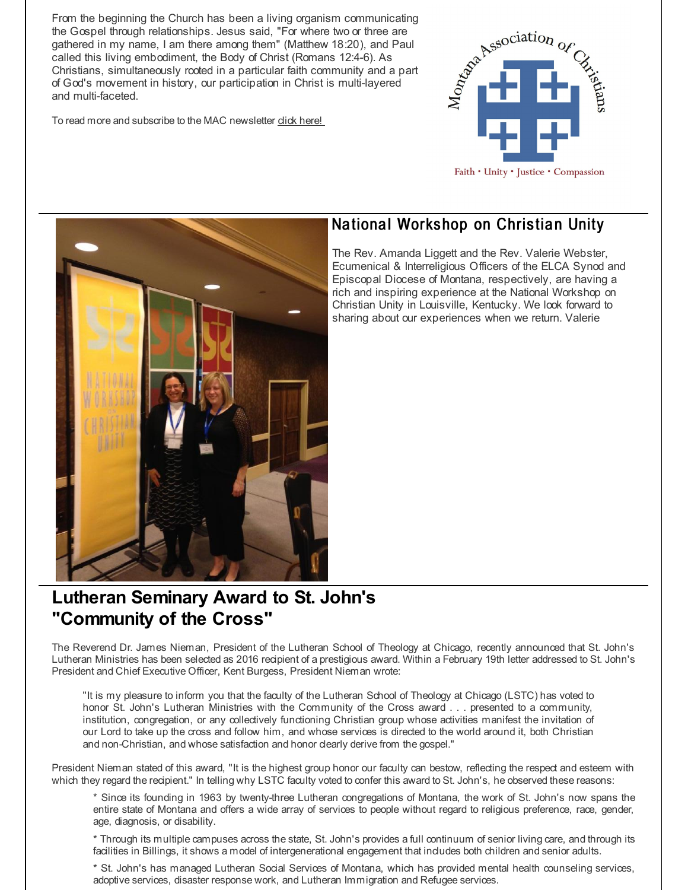From the beginning the Church has been a living organism communicating the Gospel through relationships. Jesus said, "For where two or three are gathered in my name, I am there among them" (Matthew 18:20), and Paul called this living embodiment, the Body of Christ (Romans 12:4-6). As Christians, simultaneously rooted in a particular faith community and a part of God's movement in history, our participation in Christ is multi-layered and multi-faceted.

To read more and subscribe to the MAC newsletter click here!

Montana Association of Christians

Faith · Unity · Justice · Compassion

## National Workshop on Christian Unity

The Rev. Amanda Liggett and the Rev. Valerie Webster, Ecumenical & Interreligious Officers of the ELCA Synod and Episcopal Diocese of Montana, respectively, are having a rich and inspiring experience at the National Workshop on Christian Unity in Louisville, Kentucky. We look forward to sharing about our experiences when we return. Valerie

## Lutheran Seminary Award to St. John's "Community of the Cross"

The Reverend Dr. James Nieman, President of the Lutheran School of Theology at Chicago, recently announced that St. John's Lutheran Ministries has been selected as 2016 recipient of a prestigious award. Within a February 19th letter addressed to St. John's President and Chief Executive Officer, Kent Burgess, President Nieman wrote:

> "It is my pleasure to inform you that the faculty of the Lutheran School of Theology at Chicago (LSTC) has voted to honor St. John's Lutheran Ministries with the Community of the Cross award . . . presented to a community, institution, congregation, or any collectively functioning Christian group whose activities manifest the invitation of our Lord to take up the cross and follow him, and whose services is directed to the world around it, both Christian and non-Christian, and whose satisfaction and honor clearly derive from the gospel."

President Nieman stated of this award, "It is the highest group honor our faculty can bestow, reflecting the respect and esteem with which they regard the recipient." In telling why LSTC faculty voted to confer this award to St. John's, he observed these reasons:

> * Since its founding in 1963 by twenty-three Lutheran congregations of Montana, the work of St. John's now spans the entire state of Montana and offers a wide array of services to people without regard to religious preference, race, gender, age, diagnosis, or disability.
>
> * Through its multiple campuses across the state, St. John's provides a full continuum of senior living care, and through its facilities in Billings, it shows a model of intergenerational engagement that includes both children and senior adults.
>
> * St. John's has managed Lutheran Social Services of Montana, which has provided mental health counseling services, adoptive services, disaster response work, and Lutheran Immigration and Refugee services.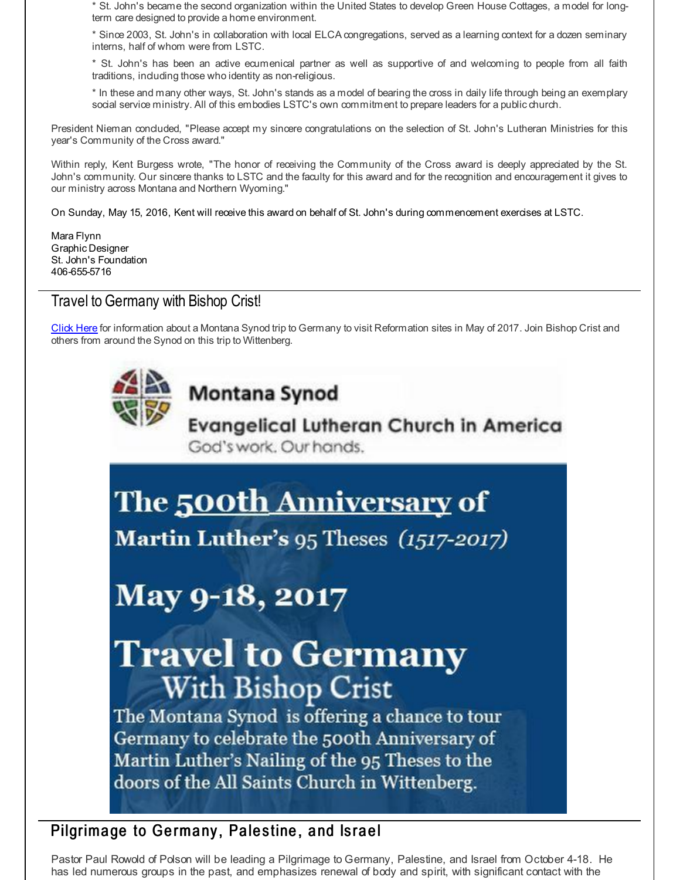* St. John's became the second organization within the United States to develop Green House Cottages, a model for long-term care designed to provide a home environment.

* Since 2003, St. John's in collaboration with local ELCA congregations, served as a learning context for a dozen seminary interns, half of whom were from LSTC.

* St. John's has been an active ecumenical partner as well as supportive of and welcoming to people from all faith traditions, including those who identity as non-religious.

* In these and many other ways, St. John's stands as a model of bearing the cross in daily life through being an exemplary social service ministry. All of this embodies LSTC's own commitment to prepare leaders for a public church.

President Nieman concluded, "Please accept my sincere congratulations on the selection of St. John's Lutheran Ministries for this year's Community of the Cross award."

Within reply, Kent Burgess wrote, "The honor of receiving the Community of the Cross award is deeply appreciated by the St. John's community. Our sincere thanks to LSTC and the faculty for this award and for the recognition and encouragement it gives to our ministry across Montana and Northern Wyoming."

On Sunday, May 15, 2016, Kent will receive this award on behalf of St. John's during commencement exercises at LSTC.

Mara Flynn
Graphic Designer
St. John's Foundation
406-655-5716

## Travel to Germany with Bishop Crist!

Click Here for information about a Montana Synod trip to Germany to visit Reformation sites in May of 2017. Join Bishop Crist and others from around the Synod on this trip to Wittenberg.

Montana Synod
Evangelical Lutheran Church in America
God's work. Our hands.

The 500th Anniversary of
Martin Luther's 95 Theses (1517-2017)

May 9-18, 2017

Travel to Germany
With Bishop Crist

The Montana Synod is offering a chance to tour Germany to celebrate the 500th Anniversary of Martin Luther's Nailing of the 95 Theses to the doors of the All Saints Church in Wittenberg.

## Pilgrimage to Germany, Palestine, and Israel

Pastor Paul Rowold of Polson will be leading a Pilgrimage to Germany, Palestine, and Israel from October 4-18. He has led numerous groups in the past, and emphasizes renewal of body and spirit, with significant contact with the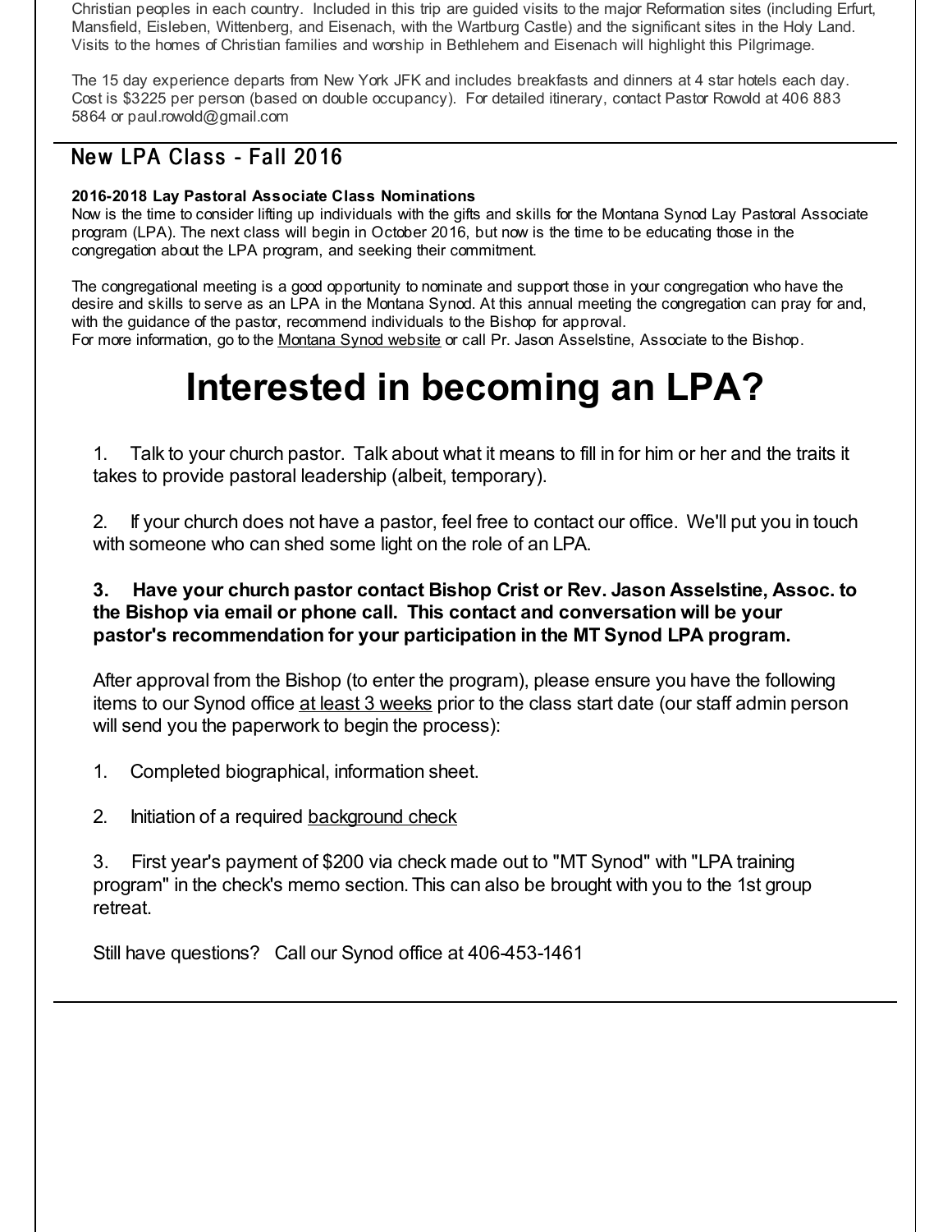Christian peoples in each country. Included in this trip are guided visits to the major Reformation sites (including Erfurt, Mansfield, Eisleben, Wittenberg, and Eisenach, with the Wartburg Castle) and the significant sites in the Holy Land. Visits to the homes of Christian families and worship in Bethlehem and Eisenach will highlight this Pilgrimage.

The 15 day experience departs from New York JFK and includes breakfasts and dinners at 4 star hotels each day. Cost is $3225 per person (based on double occupancy). For detailed itinerary, contact Pastor Rowold at 406 883 5864 or paul.rowold@gmail.com

## New LPA Class - Fall 2016

**2016-2018 Lay Pastoral Associate Class Nominations**

Now is the time to consider lifting up individuals with the gifts and skills for the Montana Synod Lay Pastoral Associate program (LPA). The next class will begin in October 2016, but now is the time to be educating those in the congregation about the LPA program, and seeking their commitment.

The congregational meeting is a good opportunity to nominate and support those in your congregation who have the desire and skills to serve as an LPA in the Montana Synod. At this annual meeting the congregation can pray for and, with the guidance of the pastor, recommend individuals to the Bishop for approval.
For more information, go to the Montana Synod website or call Pr. Jason Asselstine, Associate to the Bishop.

# Interested in becoming an LPA?

1. Talk to your church pastor. Talk about what it means to fill in for him or her and the traits it takes to provide pastoral leadership (albeit, temporary).

2. If your church does not have a pastor, feel free to contact our office. We'll put you in touch with someone who can shed some light on the role of an LPA.

**3. Have your church pastor contact Bishop Crist or Rev. Jason Asselstine, Assoc. to the Bishop via email or phone call. This contact and conversation will be your pastor's recommendation for your participation in the MT Synod LPA program.**

After approval from the Bishop (to enter the program), please ensure you have the following items to our Synod office at least 3 weeks prior to the class start date (our staff admin person will send you the paperwork to begin the process):

1. Completed biographical, information sheet.

2. Initiation of a required background check

3. First year's payment of $200 via check made out to "MT Synod" with "LPA training program" in the check's memo section. This can also be brought with you to the 1st group retreat.

Still have questions? Call our Synod office at 406-453-1461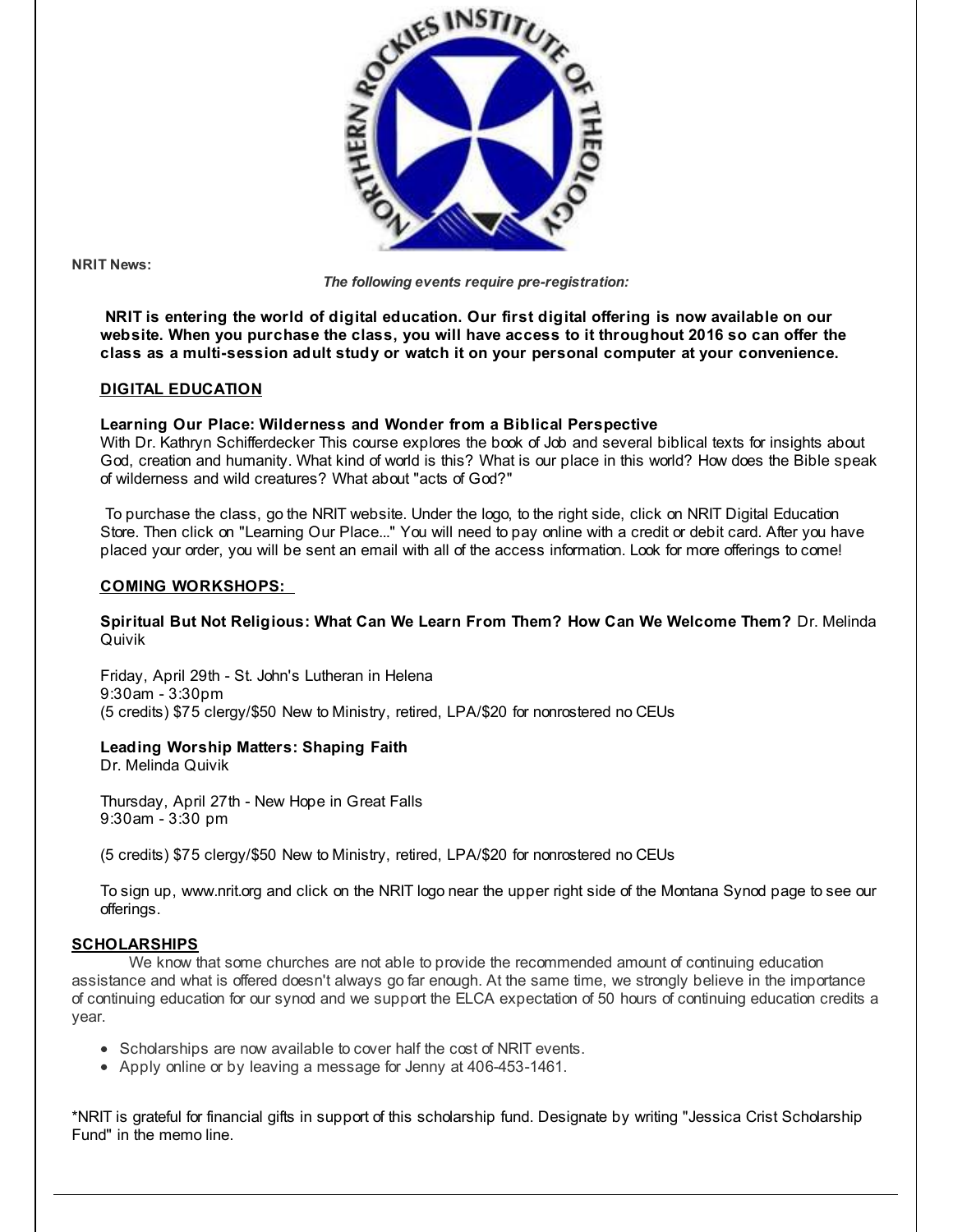**NRIT News:**

***The following events require pre-registration:***

**NRIT is entering the world of digital education. Our first digital offering is now available on our website. When you purchase the class, you will have access to it throughout 2016 so can offer the class as a multi-session adult study or watch it on your personal computer at your convenience.**

**DIGITAL EDUCATION**

**Learning Our Place: Wilderness and Wonder from a Biblical Perspective**
With Dr. Kathryn Schifferdecker This course explores the book of Job and several biblical texts for insights about God, creation and humanity. What kind of world is this? What is our place in this world? How does the Bible speak of wilderness and wild creatures? What about "acts of God?"

To purchase the class, go the NRIT website. Under the logo, to the right side, click on NRIT Digital Education Store. Then click on "Learning Our Place..." You will need to pay online with a credit or debit card. After you have placed your order, you will be sent an email with all of the access information. Look for more offerings to come!

**COMING WORKSHOPS:**

**Spiritual But Not Religious: What Can We Learn From Them? How Can We Welcome Them?** Dr. Melinda Quivik

Friday, April 29th - St. John's Lutheran in Helena
9:30am - 3:30pm
(5 credits) $75 clergy/$50 New to Ministry, retired, LPA/$20 for nonrostered no CEUs

**Leading Worship Matters: Shaping Faith**
Dr. Melinda Quivik

Thursday, April 27th - New Hope in Great Falls
9:30am - 3:30 pm

(5 credits) $75 clergy/$50 New to Ministry, retired, LPA/$20 for nonrostered no CEUs

To sign up, www.nrit.org and click on the NRIT logo near the upper right side of the Montana Synod page to see our offerings.

**SCHOLARSHIPS**

We know that some churches are not able to provide the recommended amount of continuing education assistance and what is offered doesn't always go far enough. At the same time, we strongly believe in the importance of continuing education for our synod and we support the ELCA expectation of 50 hours of continuing education credits a year.

- Scholarships are now available to cover half the cost of NRIT events.
- Apply online or by leaving a message for Jenny at 406-453-1461.

*NRIT is grateful for financial gifts in support of this scholarship fund. Designate by writing "Jessica Crist Scholarship Fund" in the memo line.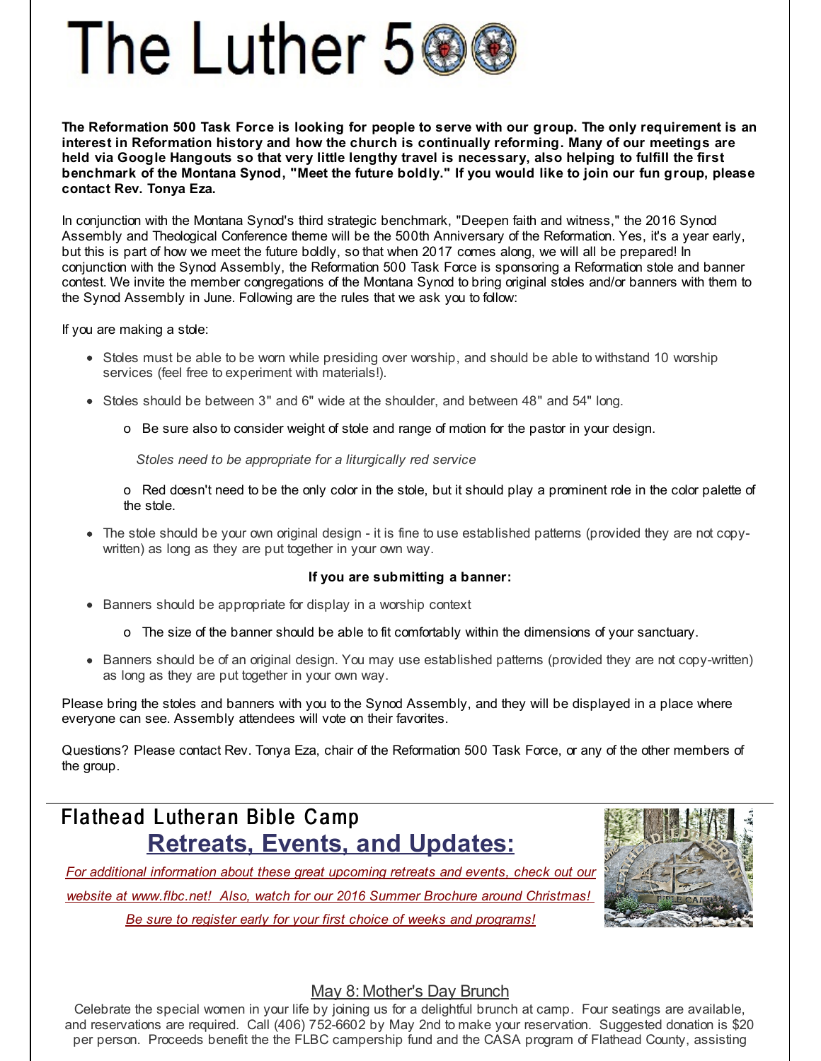# The Luther 500

**The Reformation 500 Task Force is looking for people to serve with our group. The only requirement is an interest in Reformation history and how the church is continually reforming. Many of our meetings are held via Google Hangouts so that very little lengthy travel is necessary, also helping to fulfill the first benchmark of the Montana Synod, "Meet the future boldly." If you would like to join our fun group, please contact Rev. Tonya Eza.**

In conjunction with the Montana Synod's third strategic benchmark, "Deepen faith and witness," the 2016 Synod Assembly and Theological Conference theme will be the 500th Anniversary of the Reformation. Yes, it's a year early, but this is part of how we meet the future boldly, so that when 2017 comes along, we will all be prepared! In conjunction with the Synod Assembly, the Reformation 500 Task Force is sponsoring a Reformation stole and banner contest. We invite the member congregations of the Montana Synod to bring original stoles and/or banners with them to the Synod Assembly in June. Following are the rules that we ask you to follow:

If you are making a stole:

- Stoles must be able to be worn while presiding over worship, and should be able to withstand 10 worship services (feel free to experiment with materials!).
- Stoles should be between 3" and 6" wide at the shoulder, and between 48" and 54" long.
  - Be sure also to consider weight of stole and range of motion for the pastor in your design.

  *Stoles need to be appropriate for a liturgically red service*

  - Red doesn't need to be the only color in the stole, but it should play a prominent role in the color palette of the stole.
- The stole should be your own original design - it is fine to use established patterns (provided they are not copy-written) as long as they are put together in your own way.

**If you are submitting a banner:**

- Banners should be appropriate for display in a worship context
  - The size of the banner should be able to fit comfortably within the dimensions of your sanctuary.
- Banners should be of an original design. You may use established patterns (provided they are not copy-written) as long as they are put together in your own way.

Please bring the stoles and banners with you to the Synod Assembly, and they will be displayed in a place where everyone can see. Assembly attendees will vote on their favorites.

Questions? Please contact Rev. Tonya Eza, chair of the Reformation 500 Task Force, or any of the other members of the group.

## Flathead Lutheran Bible Camp

## Retreats, Events, and Updates:

*For additional information about these great upcoming retreats and events, check out our website at www.flbc.net! Also, watch for our 2016 Summer Brochure around Christmas! Be sure to register early for your first choice of weeks and programs!*

### May 8: Mother's Day Brunch

Celebrate the special women in your life by joining us for a delightful brunch at camp. Four seatings are available, and reservations are required. Call (406) 752-6602 by May 2nd to make your reservation. Suggested donation is $20 per person. Proceeds benefit the the FLBC campership fund and the CASA program of Flathead County, assisting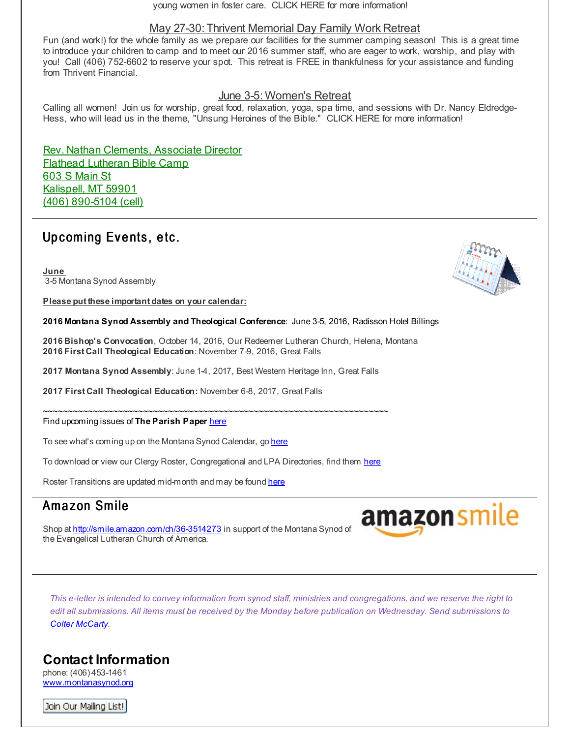young women in foster care. CLICK HERE for more information!

May 27-30: Thrivent Memorial Day Family Work Retreat

Fun (and work!) for the whole family as we prepare our facilities for the summer camping season! This is a great time to introduce your children to camp and to meet our 2016 summer staff, who are eager to work, worship, and play with you! Call (406) 752-6602 to reserve your spot. This retreat is FREE in thankfulness for your assistance and funding from Thrivent Financial.

June 3-5: Women's Retreat

Calling all women! Join us for worship, great food, relaxation, yoga, spa time, and sessions with Dr. Nancy Eldredge-Hess, who will lead us in the theme, "Unsung Heroines of the Bible." CLICK HERE for more information!

Rev. Nathan Clements, Associate Director
Flathead Lutheran Bible Camp
603 S Main St
Kalispell, MT 59901
(406) 890-5104 (cell)

## Upcoming Events, etc.

**June**
3-5 Montana Synod Assembly

**Please put these important dates on your calendar:**

**2016 Montana Synod Assembly and Theological Conference**: June 3-5, 2016, Radisson Hotel Billings

**2016 Bishop's Convocation**, October 14, 2016, Our Redeemer Lutheran Church, Helena, Montana
**2016 First Call Theological Education**: November 7-9, 2016, Great Falls

**2017 Montana Synod Assembly**: June 1-4, 2017, Best Western Heritage Inn, Great Falls

**2017 First Call Theological Education:** November 6-8, 2017, Great Falls

~~~~~~~~~~~~~~~~~~~~~~~~~~~~~~~~~~~~~~~~~~~~~~~~~~~~~~~~~~~~~~~~~~~~~~

Find upcoming issues of **The Parish Paper** here

To see what's coming up on the Montana Synod Calendar, go here

To download or view our Clergy Roster, Congregational and LPA Directories, find them here

Roster Transitions are updated mid-month and may be found here

## Amazon Smile

Shop at http://smile.amazon.com/ch/36-3514273 in support of the Montana Synod of the Evangelical Lutheran Church of America.

*This e-letter is intended to convey information from synod staff, ministries and congregations, and we reserve the right to edit all submissions. All items must be received by the Monday before publication on Wednesday. Send submissions to Colter McCarty.*

## Contact Information

phone: (406) 453-1461
www.montanasynod.org

Join Our Mailing List!